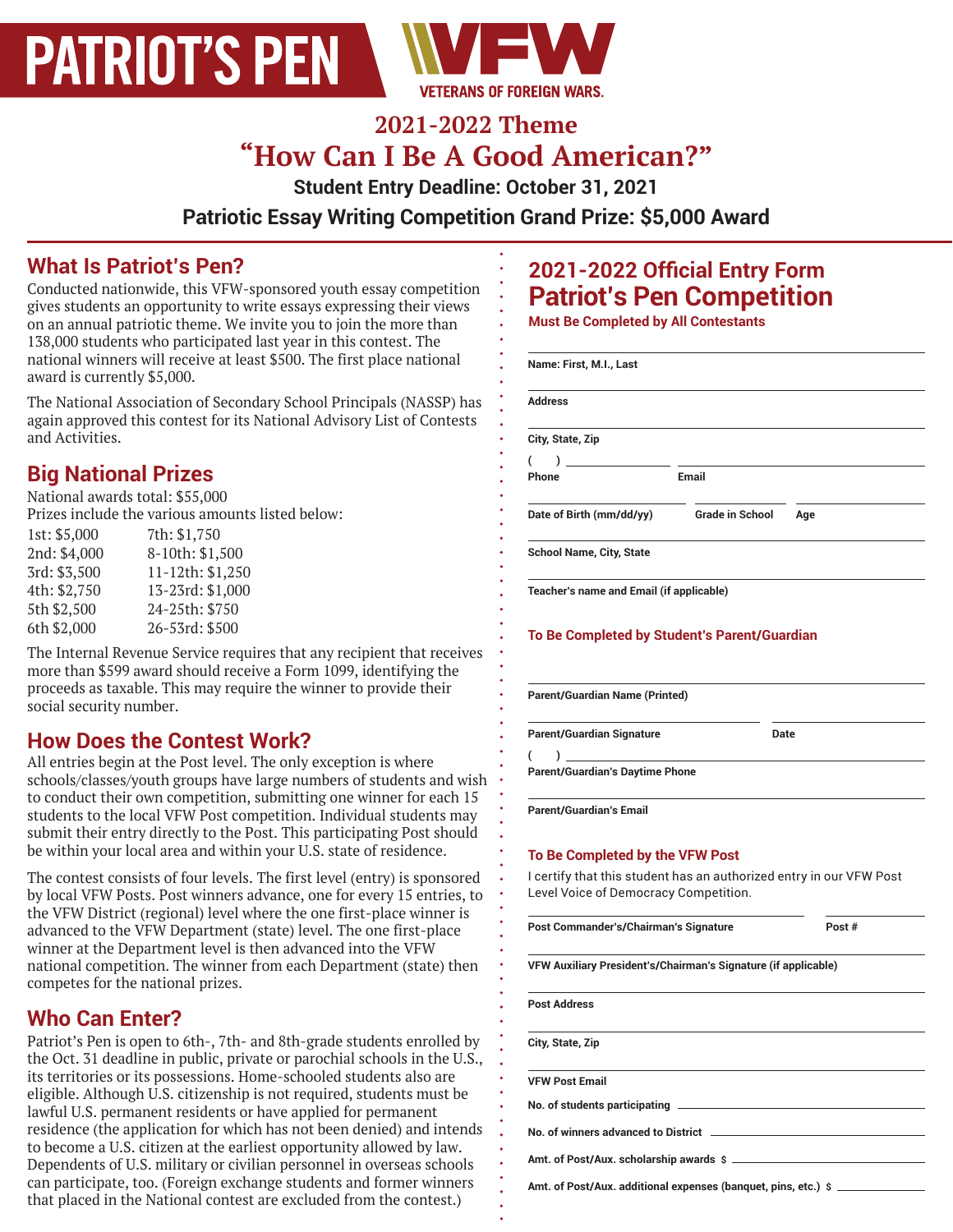# PATRIOT'S PEN

VFW — VETERANS OF FOREIGN WARS.

## 2021-2022 Theme
## "How Can I Be A Good American?"

**Student Entry Deadline: October 31, 2021**

**Patriotic Essay Writing Competition Grand Prize: $5,000 Award**

## What Is Patriot's Pen?

Conducted nationwide, this VFW-sponsored youth essay competition gives students an opportunity to write essays expressing their views on an annual patriotic theme. We invite you to join the more than 138,000 students who participated last year in this contest. The national winners will receive at least $500. The first place national award is currently $5,000.

The National Association of Secondary School Principals (NASSP) has again approved this contest for its National Advisory List of Contests and Activities.

## Big National Prizes

National awards total: $55,000

Prizes include the various amounts listed below:

| | |
|---|---|
| 1st: $5,000 | 7th: $1,750 |
| 2nd: $4,000 | 8-10th: $1,500 |
| 3rd: $3,500 | 11-12th: $1,250 |
| 4th: $2,750 | 13-23rd: $1,000 |
| 5th $2,500 | 24-25th: $750 |
| 6th $2,000 | 26-53rd: $500 |

The Internal Revenue Service requires that any recipient that receives more than $599 award should receive a Form 1099, identifying the proceeds as taxable. This may require the winner to provide their social security number.

## How Does the Contest Work?

All entries begin at the Post level. The only exception is where schools/classes/youth groups have large numbers of students and wish to conduct their own competition, submitting one winner for each 15 students to the local VFW Post competition. Individual students may submit their entry directly to the Post. This participating Post should be within your local area and within your U.S. state of residence.

The contest consists of four levels. The first level (entry) is sponsored by local VFW Posts. Post winners advance, one for every 15 entries, to the VFW District (regional) level where the one first-place winner is advanced to the VFW Department (state) level. The one first-place winner at the Department level is then advanced into the VFW national competition. The winner from each Department (state) then competes for the national prizes.

## Who Can Enter?

Patriot's Pen is open to 6th-, 7th- and 8th-grade students enrolled by the Oct. 31 deadline in public, private or parochial schools in the U.S., its territories or its possessions. Home-schooled students also are eligible. Although U.S. citizenship is not required, students must be lawful U.S. permanent residents or have applied for permanent residence (the application for which has not been denied) and intends to become a U.S. citizen at the earliest opportunity allowed by law. Dependents of U.S. military or civilian personnel in overseas schools can participate, too. (Foreign exchange students and former winners that placed in the National contest are excluded from the contest.)

## 2021-2022 Official Entry Form
## Patriot's Pen Competition

**Must Be Completed by All Contestants**

Name: First, M.I., Last ______________________

Address ______________________

City, State, Zip ______________________

Phone ( ) ______________ Email ______________

Date of Birth (mm/dd/yy) ________ Grade in School ________ Age ________

School Name, City, State ______________________

Teacher's name and Email (if applicable) ______________________

**To Be Completed by Student's Parent/Guardian**

Parent/Guardian Name (Printed) ______________________

Parent/Guardian Signature ______________ Date ________

Parent/Guardian's Daytime Phone ( ) ______________

Parent/Guardian's Email ______________________

**To Be Completed by the VFW Post**

I certify that this student has an authorized entry in our VFW Post Level Voice of Democracy Competition.

Post Commander's/Chairman's Signature ______________ Post # ________

VFW Auxiliary President's/Chairman's Signature (if applicable) ______________________

Post Address ______________________

City, State, Zip ______________________

VFW Post Email ______________________

No. of students participating ______________________

No. of winners advanced to District ______________________

Amt. of Post/Aux. scholarship awards $ ______________________

Amt. of Post/Aux. additional expenses (banquet, pins, etc.) $ ______________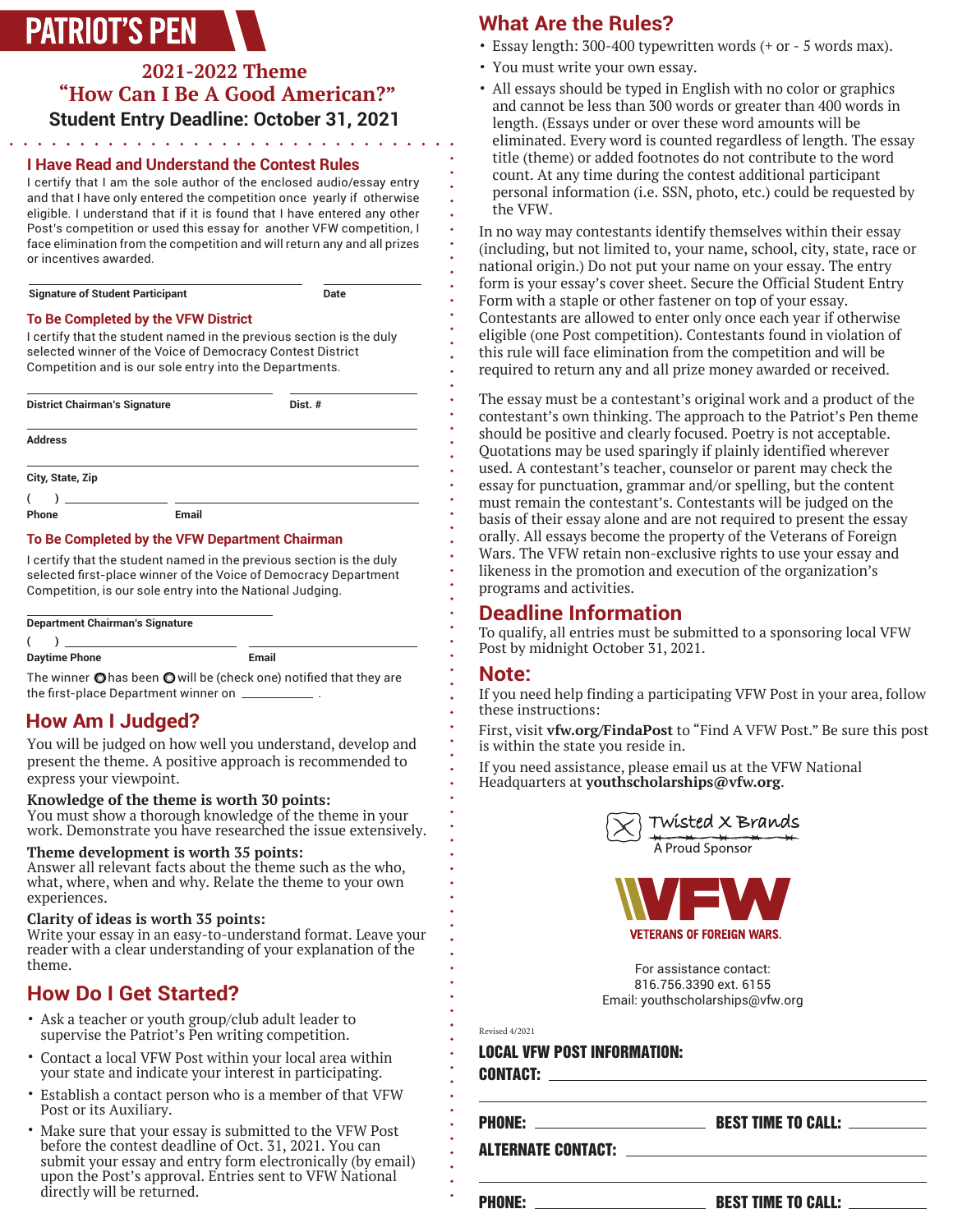# PATRIOT'S PEN

## 2021-2022 Theme
## "How Can I Be A Good American?"

**Student Entry Deadline: October 31, 2021**

### I Have Read and Understand the Contest Rules

I certify that I am the sole author of the enclosed audio/essay entry and that I have only entered the competition once yearly if otherwise eligible. I understand that if it is found that I have entered any other Post's competition or used this essay for another VFW competition, I face elimination from the competition and will return any and all prizes or incentives awarded.

**Signature of Student Participant** ______________________ **Date** __________

### To Be Completed by the VFW District

I certify that the student named in the previous section is the duly selected winner of the Voice of Democracy Contest District Competition and is our sole entry into the Departments.

**District Chairman's Signature** ______________________ **Dist. #** __________

**Address** ______________________

**City, State, Zip** ______________________

( ) __________ **Phone** __________ **Email** __________

### To Be Completed by the VFW Department Chairman

I certify that the student named in the previous section is the duly selected first-place winner of the Voice of Democracy Department Competition, is our sole entry into the National Judging.

**Department Chairman's Signature** ______________________

( ) __________ **Daytime Phone** __________ **Email** __________

The winner ◯ has been ◯ will be (check one) notified that they are the first-place Department winner on __________ .

## How Am I Judged?

You will be judged on how well you understand, develop and present the theme. A positive approach is recommended to express your viewpoint.

**Knowledge of the theme is worth 30 points:**
You must show a thorough knowledge of the theme in your work. Demonstrate you have researched the issue extensively.

**Theme development is worth 35 points:**
Answer all relevant facts about the theme such as the who, what, where, when and why. Relate the theme to your own experiences.

**Clarity of ideas is worth 35 points:**
Write your essay in an easy-to-understand format. Leave your reader with a clear understanding of your explanation of the theme.

## How Do I Get Started?

- Ask a teacher or youth group/club adult leader to supervise the Patriot's Pen writing competition.
- Contact a local VFW Post within your local area within your state and indicate your interest in participating.
- Establish a contact person who is a member of that VFW Post or its Auxiliary.
- Make sure that your essay is submitted to the VFW Post before the contest deadline of Oct. 31, 2021. You can submit your essay and entry form electronically (by email) upon the Post's approval. Entries sent to VFW National directly will be returned.

## What Are the Rules?

- Essay length: 300-400 typewritten words (+ or - 5 words max).
- You must write your own essay.
- All essays should be typed in English with no color or graphics and cannot be less than 300 words or greater than 400 words in length. (Essays under or over these word amounts will be eliminated. Every word is counted regardless of length. The essay title (theme) or added footnotes do not contribute to the word count. At any time during the contest additional participant personal information (i.e. SSN, photo, etc.) could be requested by the VFW.

In no way may contestants identify themselves within their essay (including, but not limited to, your name, school, city, state, race or national origin.) Do not put your name on your essay. The entry form is your essay's cover sheet. Secure the Official Student Entry Form with a staple or other fastener on top of your essay. Contestants are allowed to enter only once each year if otherwise eligible (one Post competition). Contestants found in violation of this rule will face elimination from the competition and will be required to return any and all prize money awarded or received.

The essay must be a contestant's original work and a product of the contestant's own thinking. The approach to the Patriot's Pen theme should be positive and clearly focused. Poetry is not acceptable. Quotations may be used sparingly if plainly identified wherever used. A contestant's teacher, counselor or parent may check the essay for punctuation, grammar and/or spelling, but the content must remain the contestant's. Contestants will be judged on the basis of their essay alone and are not required to present the essay orally. All essays become the property of the Veterans of Foreign Wars. The VFW retain non-exclusive rights to use your essay and likeness in the promotion and execution of the organization's programs and activities.

## Deadline Information

To qualify, all entries must be submitted to a sponsoring local VFW Post by midnight October 31, 2021.

## Note:

If you need help finding a participating VFW Post in your area, follow these instructions:

First, visit **vfw.org/FindaPost** to "Find A VFW Post." Be sure this post is within the state you reside in.

If you need assistance, please email us at the VFW National Headquarters at **youthscholarships@vfw.org**.

Twisted X Brands
A Proud Sponsor

VFW
VETERANS OF FOREIGN WARS.

For assistance contact:
816.756.3390 ext. 6155
Email: youthscholarships@vfw.org

Revised 4/2021

**LOCAL VFW POST INFORMATION:**

**CONTACT:** ______________________

**PHONE:** __________ **BEST TIME TO CALL:** __________

**ALTERNATE CONTACT:** ______________________

**PHONE:** __________ **BEST TIME TO CALL:** __________